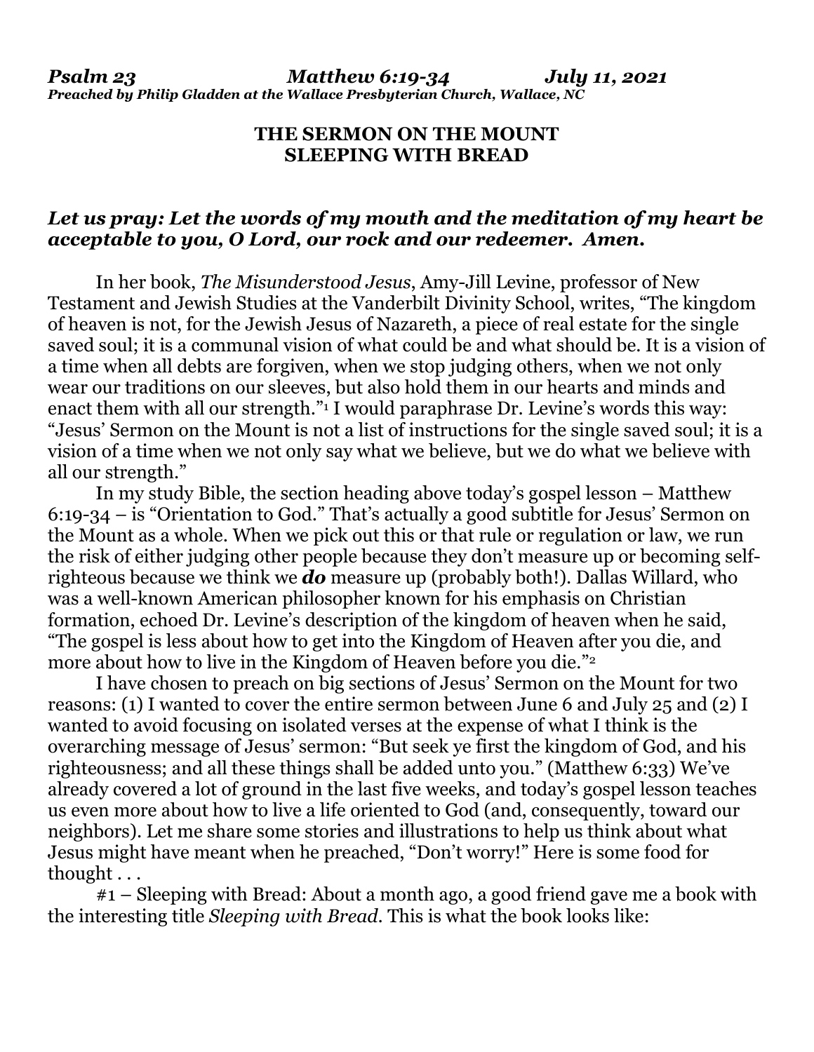*Psalm 23 Matthew 6:19-34 July 11, 2021*
***Preached by Philip Gladden at the Wallace Presbyterian Church, Wallace, NC***

## THE SERMON ON THE MOUNT
## SLEEPING WITH BREAD

***Let us pray: Let the words of my mouth and the meditation of my heart be acceptable to you, O Lord, our rock and our redeemer. Amen.***

In her book, *The Misunderstood Jesus*, Amy-Jill Levine, professor of New Testament and Jewish Studies at the Vanderbilt Divinity School, writes, "The kingdom of heaven is not, for the Jewish Jesus of Nazareth, a piece of real estate for the single saved soul; it is a communal vision of what could be and what should be. It is a vision of a time when all debts are forgiven, when we stop judging others, when we not only wear our traditions on our sleeves, but also hold them in our hearts and minds and enact them with all our strength."[1] I would paraphrase Dr. Levine's words this way: "Jesus' Sermon on the Mount is not a list of instructions for the single saved soul; it is a vision of a time when we not only say what we believe, but we do what we believe with all our strength."

In my study Bible, the section heading above today's gospel lesson – Matthew 6:19-34 – is "Orientation to God." That's actually a good subtitle for Jesus' Sermon on the Mount as a whole. When we pick out this or that rule or regulation or law, we run the risk of either judging other people because they don't measure up or becoming self-righteous because we think we ***do*** measure up (probably both!). Dallas Willard, who was a well-known American philosopher known for his emphasis on Christian formation, echoed Dr. Levine's description of the kingdom of heaven when he said, "The gospel is less about how to get into the Kingdom of Heaven after you die, and more about how to live in the Kingdom of Heaven before you die."[2]

I have chosen to preach on big sections of Jesus' Sermon on the Mount for two reasons: (1) I wanted to cover the entire sermon between June 6 and July 25 and (2) I wanted to avoid focusing on isolated verses at the expense of what I think is the overarching message of Jesus' sermon: "But seek ye first the kingdom of God, and his righteousness; and all these things shall be added unto you." (Matthew 6:33) We've already covered a lot of ground in the last five weeks, and today's gospel lesson teaches us even more about how to live a life oriented to God (and, consequently, toward our neighbors). Let me share some stories and illustrations to help us think about what Jesus might have meant when he preached, "Don't worry!" Here is some food for thought . . .

#1 – Sleeping with Bread: About a month ago, a good friend gave me a book with the interesting title *Sleeping with Bread*. This is what the book looks like: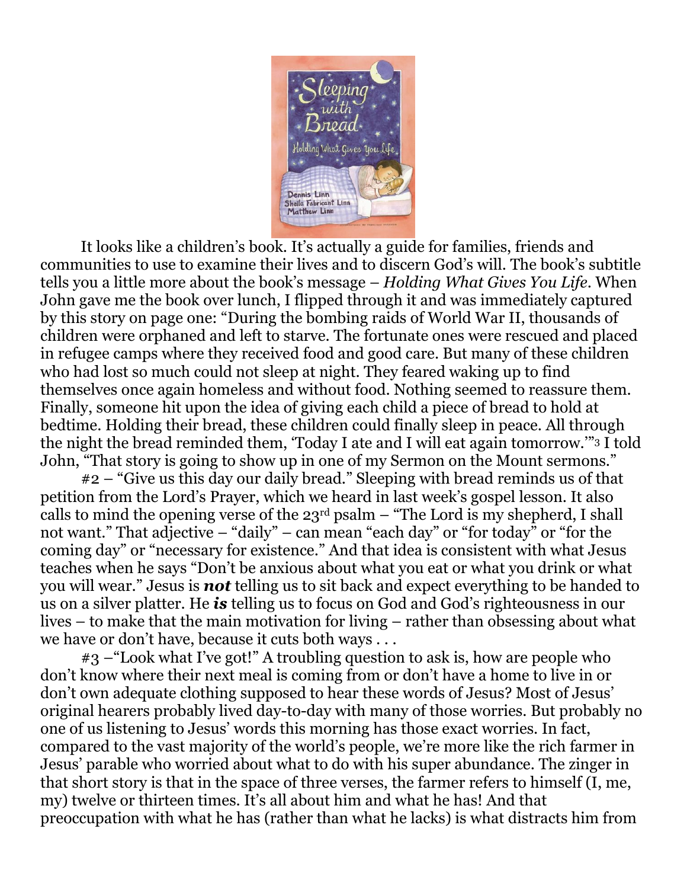It looks like a children's book. It's actually a guide for families, friends and communities to use to examine their lives and to discern God's will. The book's subtitle tells you a little more about the book's message – *Holding What Gives You Life*. When John gave me the book over lunch, I flipped through it and was immediately captured by this story on page one: "During the bombing raids of World War II, thousands of children were orphaned and left to starve. The fortunate ones were rescued and placed in refugee camps where they received food and good care. But many of these children who had lost so much could not sleep at night. They feared waking up to find themselves once again homeless and without food. Nothing seemed to reassure them. Finally, someone hit upon the idea of giving each child a piece of bread to hold at bedtime. Holding their bread, these children could finally sleep in peace. All through the night the bread reminded them, 'Today I ate and I will eat again tomorrow.'"[3] I told John, "That story is going to show up in one of my Sermon on the Mount sermons."

#2 – "Give us this day our daily bread." Sleeping with bread reminds us of that petition from the Lord's Prayer, which we heard in last week's gospel lesson. It also calls to mind the opening verse of the 23rd psalm – "The Lord is my shepherd, I shall not want." That adjective – "daily" – can mean "each day" or "for today" or "for the coming day" or "necessary for existence." And that idea is consistent with what Jesus teaches when he says "Don't be anxious about what you eat or what you drink or what you will wear." Jesus is ***not*** telling us to sit back and expect everything to be handed to us on a silver platter. He ***is*** telling us to focus on God and God's righteousness in our lives – to make that the main motivation for living – rather than obsessing about what we have or don't have, because it cuts both ways . . .

#3 –"Look what I've got!" A troubling question to ask is, how are people who don't know where their next meal is coming from or don't have a home to live in or don't own adequate clothing supposed to hear these words of Jesus? Most of Jesus' original hearers probably lived day-to-day with many of those worries. But probably no one of us listening to Jesus' words this morning has those exact worries. In fact, compared to the vast majority of the world's people, we're more like the rich farmer in Jesus' parable who worried about what to do with his super abundance. The zinger in that short story is that in the space of three verses, the farmer refers to himself (I, me, my) twelve or thirteen times. It's all about him and what he has! And that preoccupation with what he has (rather than what he lacks) is what distracts him from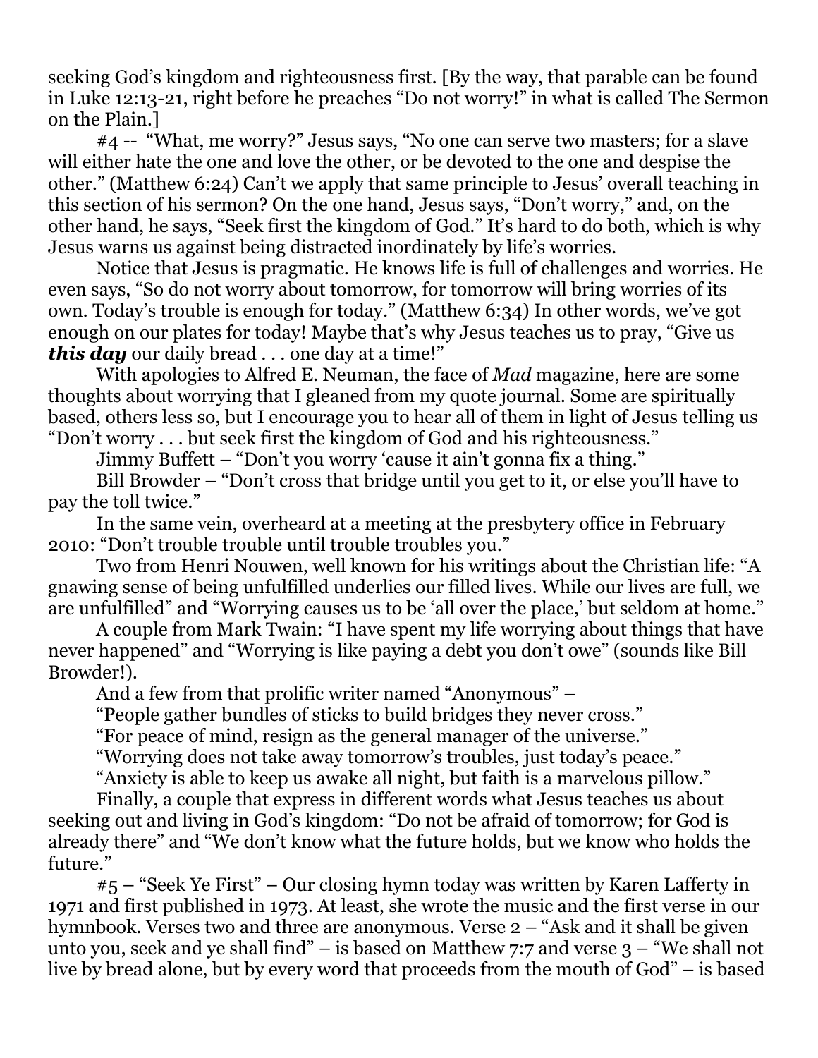seeking God's kingdom and righteousness first. [By the way, that parable can be found in Luke 12:13-21, right before he preaches "Do not worry!" in what is called The Sermon on the Plain.]

#4 -- "What, me worry?" Jesus says, "No one can serve two masters; for a slave will either hate the one and love the other, or be devoted to the one and despise the other." (Matthew 6:24) Can't we apply that same principle to Jesus' overall teaching in this section of his sermon? On the one hand, Jesus says, "Don't worry," and, on the other hand, he says, "Seek first the kingdom of God." It's hard to do both, which is why Jesus warns us against being distracted inordinately by life's worries.

Notice that Jesus is pragmatic. He knows life is full of challenges and worries. He even says, "So do not worry about tomorrow, for tomorrow will bring worries of its own. Today's trouble is enough for today." (Matthew 6:34) In other words, we've got enough on our plates for today! Maybe that's why Jesus teaches us to pray, "Give us ***this day*** our daily bread . . . one day at a time!"

With apologies to Alfred E. Neuman, the face of *Mad* magazine, here are some thoughts about worrying that I gleaned from my quote journal. Some are spiritually based, others less so, but I encourage you to hear all of them in light of Jesus telling us "Don't worry . . . but seek first the kingdom of God and his righteousness."

Jimmy Buffett – "Don't you worry 'cause it ain't gonna fix a thing."

Bill Browder – "Don't cross that bridge until you get to it, or else you'll have to pay the toll twice."

In the same vein, overheard at a meeting at the presbytery office in February 2010: "Don't trouble trouble until trouble troubles you."

Two from Henri Nouwen, well known for his writings about the Christian life: "A gnawing sense of being unfulfilled underlies our filled lives. While our lives are full, we are unfulfilled" and "Worrying causes us to be 'all over the place,' but seldom at home."

A couple from Mark Twain: "I have spent my life worrying about things that have never happened" and "Worrying is like paying a debt you don't owe" (sounds like Bill Browder!).

And a few from that prolific writer named "Anonymous" –

"People gather bundles of sticks to build bridges they never cross."

"For peace of mind, resign as the general manager of the universe."

"Worrying does not take away tomorrow's troubles, just today's peace."

"Anxiety is able to keep us awake all night, but faith is a marvelous pillow."

Finally, a couple that express in different words what Jesus teaches us about seeking out and living in God's kingdom: "Do not be afraid of tomorrow; for God is already there" and "We don't know what the future holds, but we know who holds the future."

#5 – "Seek Ye First" – Our closing hymn today was written by Karen Lafferty in 1971 and first published in 1973. At least, she wrote the music and the first verse in our hymnbook. Verses two and three are anonymous. Verse 2 – "Ask and it shall be given unto you, seek and ye shall find" – is based on Matthew 7:7 and verse 3 – "We shall not live by bread alone, but by every word that proceeds from the mouth of God" – is based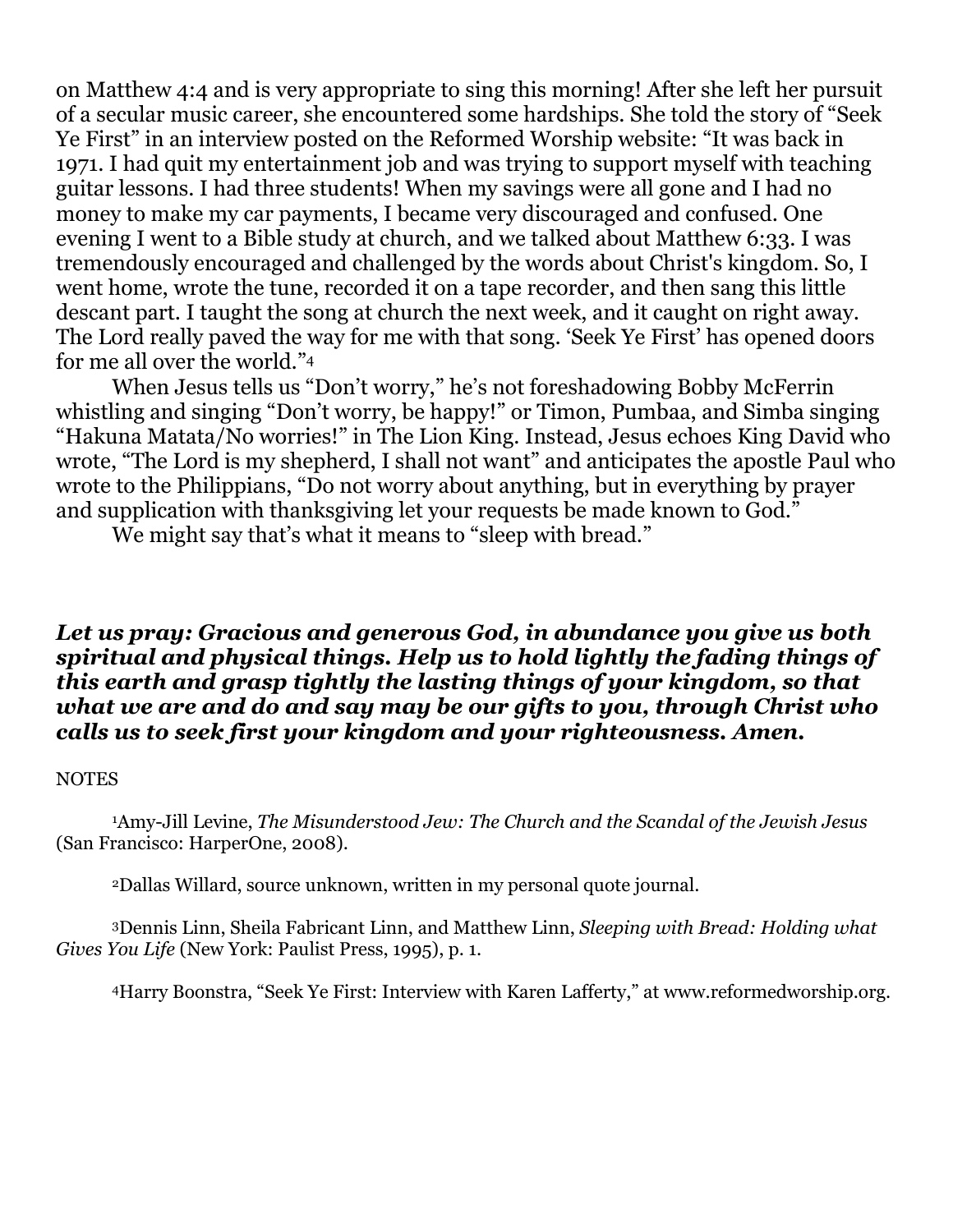on Matthew 4:4 and is very appropriate to sing this morning! After she left her pursuit of a secular music career, she encountered some hardships. She told the story of "Seek Ye First" in an interview posted on the Reformed Worship website: "It was back in 1971. I had quit my entertainment job and was trying to support myself with teaching guitar lessons. I had three students! When my savings were all gone and I had no money to make my car payments, I became very discouraged and confused. One evening I went to a Bible study at church, and we talked about Matthew 6:33. I was tremendously encouraged and challenged by the words about Christ's kingdom. So, I went home, wrote the tune, recorded it on a tape recorder, and then sang this little descant part. I taught the song at church the next week, and it caught on right away. The Lord really paved the way for me with that song. 'Seek Ye First' has opened doors for me all over the world."[4]

When Jesus tells us "Don't worry," he's not foreshadowing Bobby McFerrin whistling and singing "Don't worry, be happy!" or Timon, Pumbaa, and Simba singing "Hakuna Matata/No worries!" in The Lion King. Instead, Jesus echoes King David who wrote, "The Lord is my shepherd, I shall not want" and anticipates the apostle Paul who wrote to the Philippians, "Do not worry about anything, but in everything by prayer and supplication with thanksgiving let your requests be made known to God."

We might say that's what it means to "sleep with bread."

***Let us pray: Gracious and generous God, in abundance you give us both spiritual and physical things. Help us to hold lightly the fading things of this earth and grasp tightly the lasting things of your kingdom, so that what we are and do and say may be our gifts to you, through Christ who calls us to seek first your kingdom and your righteousness. Amen.***

NOTES

[1]Amy-Jill Levine, *The Misunderstood Jew: The Church and the Scandal of the Jewish Jesus* (San Francisco: HarperOne, 2008).

[2]Dallas Willard, source unknown, written in my personal quote journal.

[3]Dennis Linn, Sheila Fabricant Linn, and Matthew Linn, *Sleeping with Bread: Holding what Gives You Life* (New York: Paulist Press, 1995), p. 1.

[4]Harry Boonstra, "Seek Ye First: Interview with Karen Lafferty," at www.reformedworship.org.